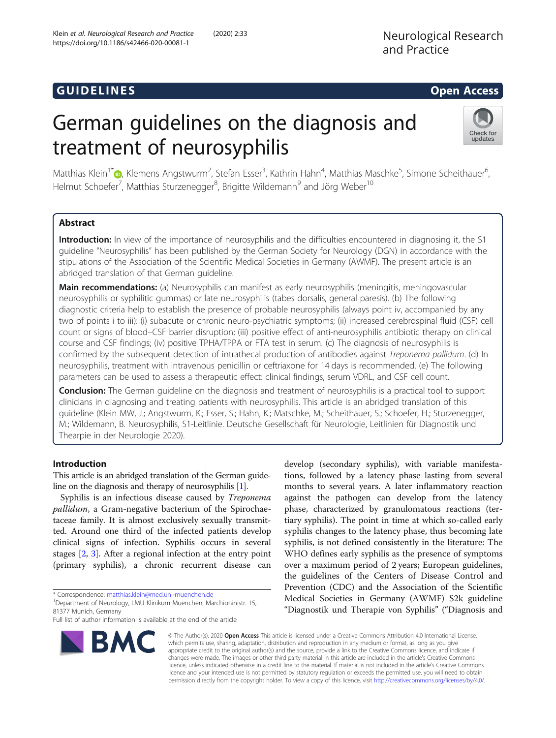GUIDELINES

Open Access

# German guidelines on the diagnosis and treatment of neurosyphilis

Matthias Klein[1*], Klemens Angstwurm[2], Stefan Esser[3], Kathrin Hahn[4], Matthias Maschke[5], Simone Scheithauer[6], Helmut Schoefer[7], Matthias Sturzenegger[8], Brigitte Wildemann[9] and Jörg Weber[10]

## Abstract

**Introduction:** In view of the importance of neurosyphilis and the difficulties encountered in diagnosing it, the S1 guideline "Neurosyphilis" has been published by the German Society for Neurology (DGN) in accordance with the stipulations of the Association of the Scientific Medical Societies in Germany (AWMF). The present article is an abridged translation of that German guideline.

**Main recommendations:** (a) Neurosyphilis can manifest as early neurosyphilis (meningitis, meningovascular neurosyphilis or syphilitic gummas) or late neurosyphilis (tabes dorsalis, general paresis). (b) The following diagnostic criteria help to establish the presence of probable neurosyphilis (always point iv, accompanied by any two of points i to iii): (i) subacute or chronic neuro-psychiatric symptoms; (ii) increased cerebrospinal fluid (CSF) cell count or signs of blood–CSF barrier disruption; (iii) positive effect of anti-neurosyphilis antibiotic therapy on clinical course and CSF findings; (iv) positive TPHA/TPPA or FTA test in serum. (c) The diagnosis of neurosyphilis is confirmed by the subsequent detection of intrathecal production of antibodies against *Treponema pallidum*. (d) In neurosyphilis, treatment with intravenous penicillin or ceftriaxone for 14 days is recommended. (e) The following parameters can be used to assess a therapeutic effect: clinical findings, serum VDRL, and CSF cell count.

**Conclusion:** The German guideline on the diagnosis and treatment of neurosyphilis is a practical tool to support clinicians in diagnosing and treating patients with neurosyphilis. This article is an abridged translation of this guideline (Klein MW, J.; Angstwurm, K.; Esser, S.; Hahn, K.; Matschke, M.; Scheithauer, S.; Schoefer, H.; Sturzenegger, M.; Wildemann, B. Neurosyphilis, S1-Leitlinie. Deutsche Gesellschaft für Neurologie, Leitlinien für Diagnostik und Thearpie in der Neurologie 2020).

## Introduction

This article is an abridged translation of the German guideline on the diagnosis and therapy of neurosyphilis [1].

Syphilis is an infectious disease caused by *Treponema pallidum*, a Gram-negative bacterium of the Spirochaetaceae family. It is almost exclusively sexually transmitted. Around one third of the infected patients develop clinical signs of infection. Syphilis occurs in several stages [2, 3]. After a regional infection at the entry point (primary syphilis), a chronic recurrent disease can develop (secondary syphilis), with variable manifestations, followed by a latency phase lasting from several months to several years. A later inflammatory reaction against the pathogen can develop from the latency phase, characterized by granulomatous reactions (tertiary syphilis). The point in time at which so-called early syphilis changes to the latency phase, thus becoming late syphilis, is not defined consistently in the literature: The WHO defines early syphilis as the presence of symptoms over a maximum period of 2 years; European guidelines, the guidelines of the Centers of Disease Control and Prevention (CDC) and the Association of the Scientific Medical Societies in Germany (AWMF) S2k guideline "Diagnostik und Therapie von Syphilis" ("Diagnosis and

\* Correspondence: matthias.klein@med.uni-muenchen.de
[1]Department of Neurology, LMU Klinikum Muenchen, Marchioninistr. 15, 81377 Munich, Germany
Full list of author information is available at the end of the article

© The Author(s). 2020 **Open Access** This article is licensed under a Creative Commons Attribution 4.0 International License, which permits use, sharing, adaptation, distribution and reproduction in any medium or format, as long as you give appropriate credit to the original author(s) and the source, provide a link to the Creative Commons licence, and indicate if changes were made. The images or other third party material in this article are included in the article's Creative Commons licence, unless indicated otherwise in a credit line to the material. If material is not included in the article's Creative Commons licence and your intended use is not permitted by statutory regulation or exceeds the permitted use, you will need to obtain permission directly from the copyright holder. To view a copy of this licence, visit http://creativecommons.org/licenses/by/4.0/.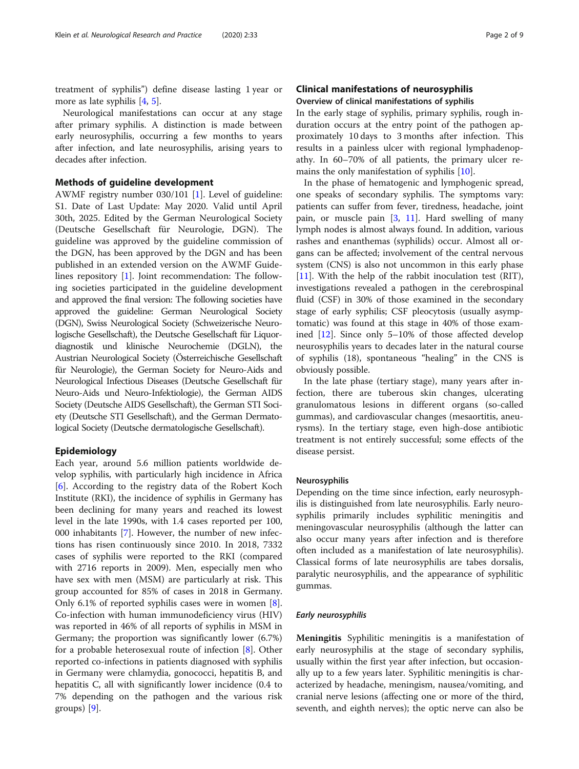treatment of syphilis") define disease lasting 1 year or more as late syphilis [4, 5].

Neurological manifestations can occur at any stage after primary syphilis. A distinction is made between early neurosyphilis, occurring a few months to years after infection, and late neurosyphilis, arising years to decades after infection.

## Methods of guideline development

AWMF registry number 030/101 [1]. Level of guideline: S1. Date of Last Update: May 2020. Valid until April 30th, 2025. Edited by the German Neurological Society (Deutsche Gesellschaft für Neurologie, DGN). The guideline was approved by the guideline commission of the DGN, has been approved by the DGN and has been published in an extended version on the AWMF Guidelines repository [1]. Joint recommendation: The following societies participated in the guideline development and approved the final version: The following societies have approved the guideline: German Neurological Society (DGN), Swiss Neurological Society (Schweizerische Neurologische Gesellschaft), the Deutsche Gesellschaft für Liquordiagnostik und klinische Neurochemie (DGLN), the Austrian Neurological Society (Österreichische Gesellschaft für Neurologie), the German Society for Neuro-Aids and Neurological Infectious Diseases (Deutsche Gesellschaft für Neuro-Aids und Neuro-Infektiologie), the German AIDS Society (Deutsche AIDS Gesellschaft), the German STI Society (Deutsche STI Gesellschaft), and the German Dermatological Society (Deutsche dermatologische Gesellschaft).

## Epidemiology

Each year, around 5.6 million patients worldwide develop syphilis, with particularly high incidence in Africa [6]. According to the registry data of the Robert Koch Institute (RKI), the incidence of syphilis in Germany has been declining for many years and reached its lowest level in the late 1990s, with 1.4 cases reported per 100, 000 inhabitants [7]. However, the number of new infections has risen continuously since 2010. In 2018, 7332 cases of syphilis were reported to the RKI (compared with 2716 reports in 2009). Men, especially men who have sex with men (MSM) are particularly at risk. This group accounted for 85% of cases in 2018 in Germany. Only 6.1% of reported syphilis cases were in women [8]. Co-infection with human immunodeficiency virus (HIV) was reported in 46% of all reports of syphilis in MSM in Germany; the proportion was significantly lower (6.7%) for a probable heterosexual route of infection [8]. Other reported co-infections in patients diagnosed with syphilis in Germany were chlamydia, gonococci, hepatitis B, and hepatitis C, all with significantly lower incidence (0.4 to 7% depending on the pathogen and the various risk groups) [9].

## Clinical manifestations of neurosyphilis

### Overview of clinical manifestations of syphilis

In the early stage of syphilis, primary syphilis, rough induration occurs at the entry point of the pathogen approximately 10 days to 3 months after infection. This results in a painless ulcer with regional lymphadenopathy. In 60–70% of all patients, the primary ulcer remains the only manifestation of syphilis [10].

In the phase of hematogenic and lymphogenic spread, one speaks of secondary syphilis. The symptoms vary: patients can suffer from fever, tiredness, headache, joint pain, or muscle pain [3, 11]. Hard swelling of many lymph nodes is almost always found. In addition, various rashes and enanthemas (syphilids) occur. Almost all organs can be affected; involvement of the central nervous system (CNS) is also not uncommon in this early phase [11]. With the help of the rabbit inoculation test (RIT), investigations revealed a pathogen in the cerebrospinal fluid (CSF) in 30% of those examined in the secondary stage of early syphilis; CSF pleocytosis (usually asymptomatic) was found at this stage in 40% of those examined [12]. Since only 5–10% of those affected develop neurosyphilis years to decades later in the natural course of syphilis (18), spontaneous "healing" in the CNS is obviously possible.

In the late phase (tertiary stage), many years after infection, there are tuberous skin changes, ulcerating granulomatous lesions in different organs (so-called gummas), and cardiovascular changes (mesaortitis, aneurysms). In the tertiary stage, even high-dose antibiotic treatment is not entirely successful; some effects of the disease persist.

### Neurosyphilis

Depending on the time since infection, early neurosyphilis is distinguished from late neurosyphilis. Early neurosyphilis primarily includes syphilitic meningitis and meningovascular neurosyphilis (although the latter can also occur many years after infection and is therefore often included as a manifestation of late neurosyphilis). Classical forms of late neurosyphilis are tabes dorsalis, paralytic neurosyphilis, and the appearance of syphilitic gummas.

#### *Early neurosyphilis*

**Meningitis** Syphilitic meningitis is a manifestation of early neurosyphilis at the stage of secondary syphilis, usually within the first year after infection, but occasionally up to a few years later. Syphilitic meningitis is characterized by headache, meningism, nausea/vomiting, and cranial nerve lesions (affecting one or more of the third, seventh, and eighth nerves); the optic nerve can also be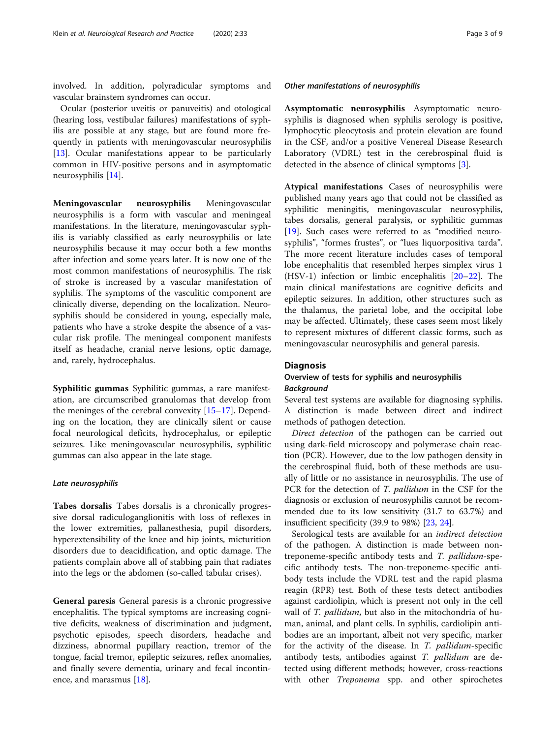involved. In addition, polyradicular symptoms and vascular brainstem syndromes can occur.

Ocular (posterior uveitis or panuveitis) and otological (hearing loss, vestibular failures) manifestations of syphilis are possible at any stage, but are found more frequently in patients with meningovascular neurosyphilis [13]. Ocular manifestations appear to be particularly common in HIV-positive persons and in asymptomatic neurosyphilis [14].

**Meningovascular neurosyphilis** Meningovascular neurosyphilis is a form with vascular and meningeal manifestations. In the literature, meningovascular syphilis is variably classified as early neurosyphilis or late neurosyphilis because it may occur both a few months after infection and some years later. It is now one of the most common manifestations of neurosyphilis. The risk of stroke is increased by a vascular manifestation of syphilis. The symptoms of the vasculitic component are clinically diverse, depending on the localization. Neurosyphilis should be considered in young, especially male, patients who have a stroke despite the absence of a vascular risk profile. The meningeal component manifests itself as headache, cranial nerve lesions, optic damage, and, rarely, hydrocephalus.

**Syphilitic gummas** Syphilitic gummas, a rare manifestation, are circumscribed granulomas that develop from the meninges of the cerebral convexity [15–17]. Depending on the location, they are clinically silent or cause focal neurological deficits, hydrocephalus, or epileptic seizures. Like meningovascular neurosyphilis, syphilitic gummas can also appear in the late stage.

#### *Late neurosyphilis*

**Tabes dorsalis** Tabes dorsalis is a chronically progressive dorsal radiculoganglionitis with loss of reflexes in the lower extremities, pallanesthesia, pupil disorders, hyperextensibility of the knee and hip joints, micturition disorders due to deacidification, and optic damage. The patients complain above all of stabbing pain that radiates into the legs or the abdomen (so-called tabular crises).

**General paresis** General paresis is a chronic progressive encephalitis. The typical symptoms are increasing cognitive deficits, weakness of discrimination and judgment, psychotic episodes, speech disorders, headache and dizziness, abnormal pupillary reaction, tremor of the tongue, facial tremor, epileptic seizures, reflex anomalies, and finally severe dementia, urinary and fecal incontinence, and marasmus [18].

#### *Other manifestations of neurosyphilis*

**Asymptomatic neurosyphilis** Asymptomatic neurosyphilis is diagnosed when syphilis serology is positive, lymphocytic pleocytosis and protein elevation are found in the CSF, and/or a positive Venereal Disease Research Laboratory (VDRL) test in the cerebrospinal fluid is detected in the absence of clinical symptoms [3].

**Atypical manifestations** Cases of neurosyphilis were published many years ago that could not be classified as syphilitic meningitis, meningovascular neurosyphilis, tabes dorsalis, general paralysis, or syphilitic gummas [19]. Such cases were referred to as "modified neurosyphilis", "formes frustes", or "lues liquorpositiva tarda". The more recent literature includes cases of temporal lobe encephalitis that resembled herpes simplex virus 1 (HSV-1) infection or limbic encephalitis [20–22]. The main clinical manifestations are cognitive deficits and epileptic seizures. In addition, other structures such as the thalamus, the parietal lobe, and the occipital lobe may be affected. Ultimately, these cases seem most likely to represent mixtures of different classic forms, such as meningovascular neurosyphilis and general paresis.

## Diagnosis

### Overview of tests for syphilis and neurosyphilis

#### *Background*

Several test systems are available for diagnosing syphilis. A distinction is made between direct and indirect methods of pathogen detection.

*Direct detection* of the pathogen can be carried out using dark-field microscopy and polymerase chain reaction (PCR). However, due to the low pathogen density in the cerebrospinal fluid, both of these methods are usually of little or no assistance in neurosyphilis. The use of PCR for the detection of *T. pallidum* in the CSF for the diagnosis or exclusion of neurosyphilis cannot be recommended due to its low sensitivity (31.7 to 63.7%) and insufficient specificity (39.9 to 98%) [23, 24].

Serological tests are available for an *indirect detection* of the pathogen. A distinction is made between non-treponeme-specific antibody tests and *T. pallidum*-specific antibody tests. The non-treponeme-specific antibody tests include the VDRL test and the rapid plasma reagin (RPR) test. Both of these tests detect antibodies against cardiolipin, which is present not only in the cell wall of *T. pallidum*, but also in the mitochondria of human, animal, and plant cells. In syphilis, cardiolipin antibodies are an important, albeit not very specific, marker for the activity of the disease. In *T. pallidum*-specific antibody tests, antibodies against *T. pallidum* are detected using different methods; however, cross-reactions with other *Treponema* spp. and other spirochetes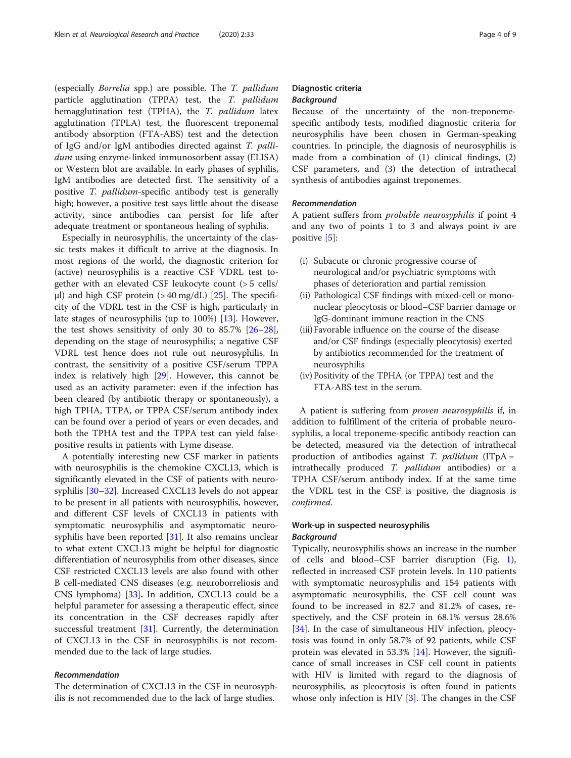(especially *Borrelia* spp.) are possible. The *T. pallidum* particle agglutination (TPPA) test, the *T. pallidum* hemagglutination test (TPHA), the *T. pallidum* latex agglutination (TPLA) test, the fluorescent treponemal antibody absorption (FTA-ABS) test and the detection of IgG and/or IgM antibodies directed against *T. pallidum* using enzyme-linked immunosorbent assay (ELISA) or Western blot are available. In early phases of syphilis, IgM antibodies are detected first. The sensitivity of a positive *T. pallidum*-specific antibody test is generally high; however, a positive test says little about the disease activity, since antibodies can persist for life after adequate treatment or spontaneous healing of syphilis.

Especially in neurosyphilis, the uncertainty of the classic tests makes it difficult to arrive at the diagnosis. In most regions of the world, the diagnostic criterion for (active) neurosyphilis is a reactive CSF VDRL test together with an elevated CSF leukocyte count (> 5 cells/μl) and high CSF protein (> 40 mg/dL) [25]. The specificity of the VDRL test in the CSF is high, particularly in late stages of neurosyphilis (up to 100%) [13]. However, the test shows sensitivity of only 30 to 85.7% [26–28], depending on the stage of neurosyphilis; a negative CSF VDRL test hence does not rule out neurosyphilis. In contrast, the sensitivity of a positive CSF/serum TPPA index is relatively high [29]. However, this cannot be used as an activity parameter: even if the infection has been cleared (by antibiotic therapy or spontaneously), a high TPHA, TTPA, or TPPA CSF/serum antibody index can be found over a period of years or even decades, and both the TPHA test and the TPPA test can yield false-positive results in patients with Lyme disease.

A potentially interesting new CSF marker in patients with neurosyphilis is the chemokine CXCL13, which is significantly elevated in the CSF of patients with neurosyphilis [30–32]. Increased CXCL13 levels do not appear to be present in all patients with neurosyphilis, however, and different CSF levels of CXCL13 in patients with symptomatic neurosyphilis and asymptomatic neurosyphilis have been reported [31]. It also remains unclear to what extent CXCL13 might be helpful for diagnostic differentiation of neurosyphilis from other diseases, since CSF restricted CXCL13 levels are also found with other B cell-mediated CNS diseases (e.g. neuroborreliosis and CNS lymphoma) [33]. In addition, CXCL13 could be a helpful parameter for assessing a therapeutic effect, since its concentration in the CSF decreases rapidly after successful treatment [31]. Currently, the determination of CXCL13 in the CSF in neurosyphilis is not recommended due to the lack of large studies.

#### *Recommendation*

The determination of CXCL13 in the CSF in neurosyphilis is not recommended due to the lack of large studies.

### Diagnostic criteria

#### *Background*

Because of the uncertainty of the non-treponeme-specific antibody tests, modified diagnostic criteria for neurosyphilis have been chosen in German-speaking countries. In principle, the diagnosis of neurosyphilis is made from a combination of (1) clinical findings, (2) CSF parameters, and (3) the detection of intrathecal synthesis of antibodies against treponemes.

#### *Recommendation*

A patient suffers from *probable neurosyphilis* if point 4 and any two of points 1 to 3 and always point iv are positive [5]:

(i) Subacute or chronic progressive course of neurological and/or psychiatric symptoms with phases of deterioration and partial remission
(ii) Pathological CSF findings with mixed-cell or mononuclear pleocytosis or blood–CSF barrier damage or IgG-dominant immune reaction in the CNS
(iii) Favorable influence on the course of the disease and/or CSF findings (especially pleocytosis) exerted by antibiotics recommended for the treatment of neurosyphilis
(iv) Positivity of the TPHA (or TPPA) test and the FTA-ABS test in the serum.

A patient is suffering from *proven neurosyphilis* if, in addition to fulfillment of the criteria of probable neurosyphilis, a local treponeme-specific antibody reaction can be detected, measured via the detection of intrathecal production of antibodies against *T. pallidum* (ITpA = intrathecally produced *T. pallidum* antibodies) or a TPHA CSF/serum antibody index. If at the same time the VDRL test in the CSF is positive, the diagnosis is *confirmed*.

### Work-up in suspected neurosyphilis

#### *Background*

Typically, neurosyphilis shows an increase in the number of cells and blood–CSF barrier disruption (Fig. 1), reflected in increased CSF protein levels. In 110 patients with symptomatic neurosyphilis and 154 patients with asymptomatic neurosyphilis, the CSF cell count was found to be increased in 82.7 and 81.2% of cases, respectively, and the CSF protein in 68.1% versus 28.6% [34]. In the case of simultaneous HIV infection, pleocytosis was found in only 58.7% of 92 patients, while CSF protein was elevated in 53.3% [14]. However, the significance of small increases in CSF cell count in patients with HIV is limited with regard to the diagnosis of neurosyphilis, as pleocytosis is often found in patients whose only infection is HIV [3]. The changes in the CSF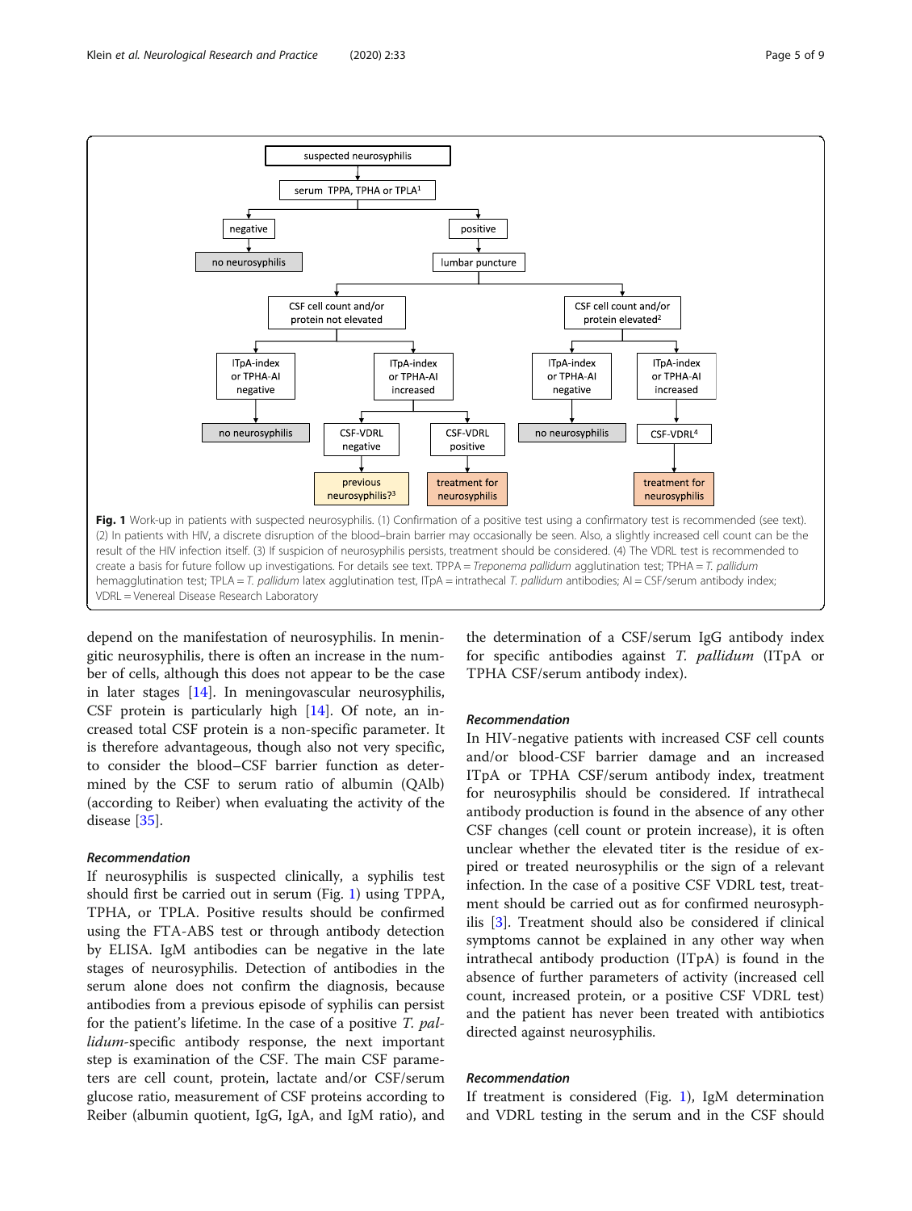suspected neurosyphilis

serum TPPA, TPHA or TPLA[1]

negative

no neurosyphilis

positive

lumbar puncture

CSF cell count and/or protein not elevated

ITpA-index or TPHA-AI negative

no neurosyphilis

ITpA-index or TPHA-AI increased

CSF-VDRL negative

previous neurosyphilis?[3]

CSF-VDRL positive

treatment for neurosyphilis

CSF cell count and/or protein elevated[2]

ITpA-index or TPHA-AI negative

no neurosyphilis

ITpA-index or TPHA-AI increased

CSF-VDRL[4]

treatment for neurosyphilis

**Fig. 1** Work-up in patients with suspected neurosyphilis. (1) Confirmation of a positive test using a confirmatory test is recommended (see text). (2) In patients with HIV, a discrete disruption of the blood–brain barrier may occasionally be seen. Also, a slightly increased cell count can be the result of the HIV infection itself. (3) If suspicion of neurosyphilis persists, treatment should be considered. (4) The VDRL test is recommended to create a basis for future follow up investigations. For details see text. TPPA = *Treponema pallidum* agglutination test; TPHA = *T. pallidum* hemagglutination test; TPLA = *T. pallidum* latex agglutination test, ITpA = intrathecal *T. pallidum* antibodies; AI = CSF/serum antibody index; VDRL = Venereal Disease Research Laboratory

depend on the manifestation of neurosyphilis. In meningitic neurosyphilis, there is often an increase in the number of cells, although this does not appear to be the case in later stages [14]. In meningovascular neurosyphilis, CSF protein is particularly high [14]. Of note, an increased total CSF protein is a non-specific parameter. It is therefore advantageous, though also not very specific, to consider the blood–CSF barrier function as determined by the CSF to serum ratio of albumin (QAlb) (according to Reiber) when evaluating the activity of the disease [35].

#### Recommendation

If neurosyphilis is suspected clinically, a syphilis test should first be carried out in serum (Fig. 1) using TPPA, TPHA, or TPLA. Positive results should be confirmed using the FTA-ABS test or through antibody detection by ELISA. IgM antibodies can be negative in the late stages of neurosyphilis. Detection of antibodies in the serum alone does not confirm the diagnosis, because antibodies from a previous episode of syphilis can persist for the patient's lifetime. In the case of a positive *T. pallidum*-specific antibody response, the next important step is examination of the CSF. The main CSF parameters are cell count, protein, lactate and/or CSF/serum glucose ratio, measurement of CSF proteins according to Reiber (albumin quotient, IgG, IgA, and IgM ratio), and the determination of a CSF/serum IgG antibody index for specific antibodies against *T. pallidum* (ITpA or TPHA CSF/serum antibody index).

#### Recommendation

In HIV-negative patients with increased CSF cell counts and/or blood-CSF barrier damage and an increased ITpA or TPHA CSF/serum antibody index, treatment for neurosyphilis should be considered. If intrathecal antibody production is found in the absence of any other CSF changes (cell count or protein increase), it is often unclear whether the elevated titer is the residue of expired or treated neurosyphilis or the sign of a relevant infection. In the case of a positive CSF VDRL test, treatment should be carried out as for confirmed neurosyphilis [3]. Treatment should also be considered if clinical symptoms cannot be explained in any other way when intrathecal antibody production (ITpA) is found in the absence of further parameters of activity (increased cell count, increased protein, or a positive CSF VDRL test) and the patient has never been treated with antibiotics directed against neurosyphilis.

#### Recommendation

If treatment is considered (Fig. 1), IgM determination and VDRL testing in the serum and in the CSF should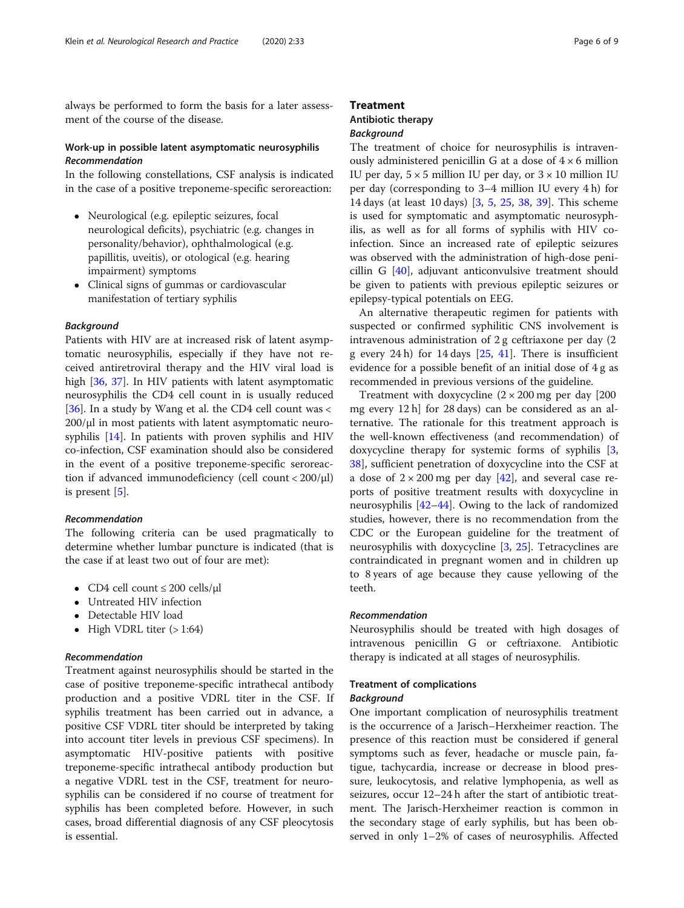always be performed to form the basis for a later assessment of the course of the disease.

### Work-up in possible latent asymptomatic neurosyphilis

#### *Recommendation*

In the following constellations, CSF analysis is indicated in the case of a positive treponeme-specific seroreaction:

- Neurological (e.g. epileptic seizures, focal neurological deficits), psychiatric (e.g. changes in personality/behavior), ophthalmological (e.g. papillitis, uveitis), or otological (e.g. hearing impairment) symptoms
- Clinical signs of gummas or cardiovascular manifestation of tertiary syphilis

#### *Background*

Patients with HIV are at increased risk of latent asymptomatic neurosyphilis, especially if they have not received antiretroviral therapy and the HIV viral load is high [36, 37]. In HIV patients with latent asymptomatic neurosyphilis the CD4 cell count in is usually reduced [36]. In a study by Wang et al. the CD4 cell count was < 200/μl in most patients with latent asymptomatic neurosyphilis [14]. In patients with proven syphilis and HIV co-infection, CSF examination should also be considered in the event of a positive treponeme-specific seroreaction if advanced immunodeficiency (cell count < 200/μl) is present [5].

#### *Recommendation*

The following criteria can be used pragmatically to determine whether lumbar puncture is indicated (that is the case if at least two out of four are met):

- CD4 cell count ≤ 200 cells/μl
- Untreated HIV infection
- Detectable HIV load
- High VDRL titer (> 1:64)

#### *Recommendation*

Treatment against neurosyphilis should be started in the case of positive treponeme-specific intrathecal antibody production and a positive VDRL titer in the CSF. If syphilis treatment has been carried out in advance, a positive CSF VDRL titer should be interpreted by taking into account titer levels in previous CSF specimens). In asymptomatic HIV-positive patients with positive treponeme-specific intrathecal antibody production but a negative VDRL test in the CSF, treatment for neurosyphilis can be considered if no course of treatment for syphilis has been completed before. However, in such cases, broad differential diagnosis of any CSF pleocytosis is essential.

## Treatment

### Antibiotic therapy

#### *Background*

The treatment of choice for neurosyphilis is intravenously administered penicillin G at a dose of $4 \times 6$ million IU per day, $5 \times 5$ million IU per day, or $3 \times 10$ million IU per day (corresponding to 3–4 million IU every 4 h) for 14 days (at least 10 days) [3, 5, 25, 38, 39]. This scheme is used for symptomatic and asymptomatic neurosyphilis, as well as for all forms of syphilis with HIV co-infection. Since an increased rate of epileptic seizures was observed with the administration of high-dose penicillin G [40], adjuvant anticonvulsive treatment should be given to patients with previous epileptic seizures or epilepsy-typical potentials on EEG.

An alternative therapeutic regimen for patients with suspected or confirmed syphilitic CNS involvement is intravenous administration of 2 g ceftriaxone per day (2 g every 24 h) for 14 days [25, 41]. There is insufficient evidence for a possible benefit of an initial dose of 4 g as recommended in previous versions of the guideline.

Treatment with doxycycline ($2 \times 200$ mg per day [200 mg every 12 h] for 28 days) can be considered as an alternative. The rationale for this treatment approach is the well-known effectiveness (and recommendation) of doxycycline therapy for systemic forms of syphilis [3, 38], sufficient penetration of doxycycline into the CSF at a dose of $2 \times 200$ mg per day [42], and several case reports of positive treatment results with doxycycline in neurosyphilis [42–44]. Owing to the lack of randomized studies, however, there is no recommendation from the CDC or the European guideline for the treatment of neurosyphilis with doxycycline [3, 25]. Tetracyclines are contraindicated in pregnant women and in children up to 8 years of age because they cause yellowing of the teeth.

#### *Recommendation*

Neurosyphilis should be treated with high dosages of intravenous penicillin G or ceftriaxone. Antibiotic therapy is indicated at all stages of neurosyphilis.

### Treatment of complications

#### *Background*

One important complication of neurosyphilis treatment is the occurrence of a Jarisch–Herxheimer reaction. The presence of this reaction must be considered if general symptoms such as fever, headache or muscle pain, fatigue, tachycardia, increase or decrease in blood pressure, leukocytosis, and relative lymphopenia, as well as seizures, occur 12–24 h after the start of antibiotic treatment. The Jarisch-Herxheimer reaction is common in the secondary stage of early syphilis, but has been observed in only 1–2% of cases of neurosyphilis. Affected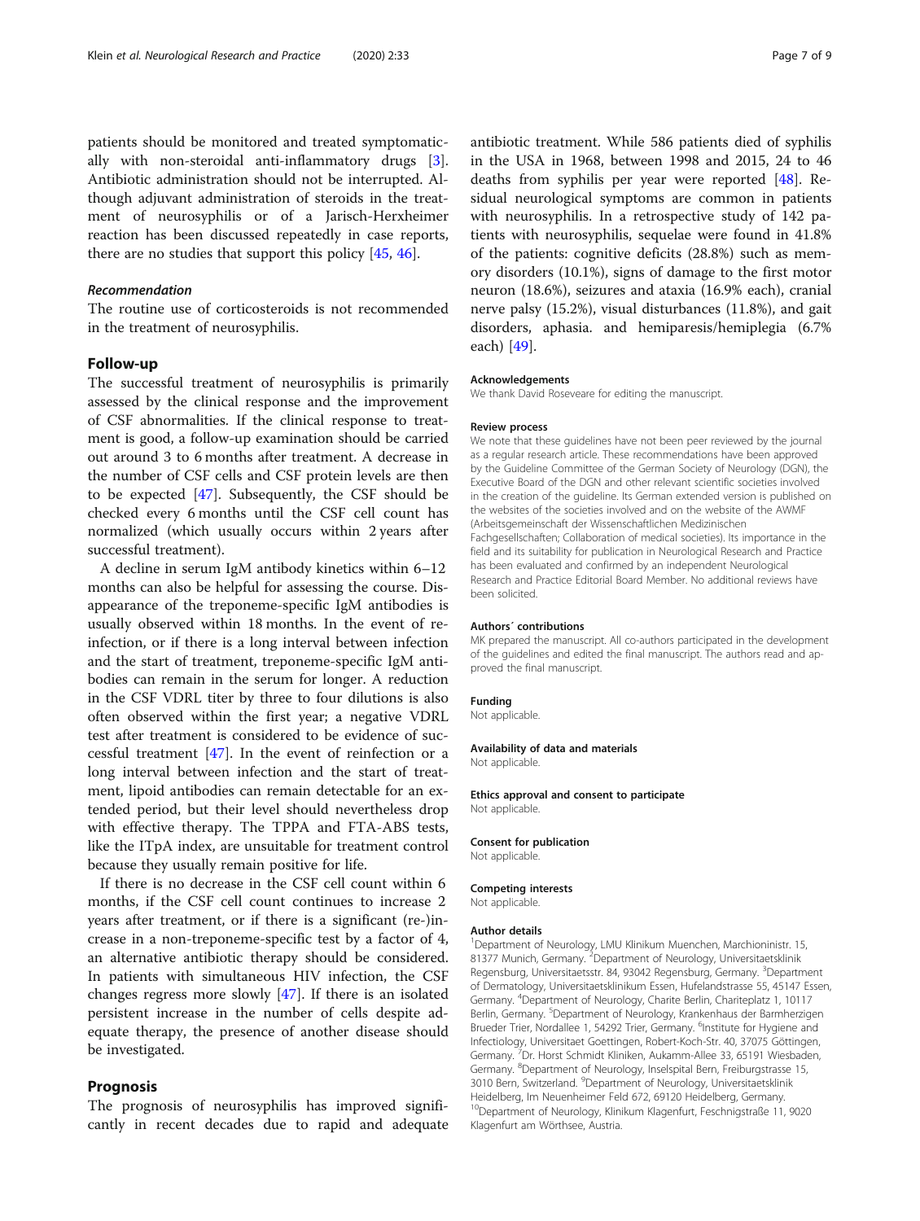patients should be monitored and treated symptomatically with non-steroidal anti-inflammatory drugs [3]. Antibiotic administration should not be interrupted. Although adjuvant administration of steroids in the treatment of neurosyphilis or of a Jarisch-Herxheimer reaction has been discussed repeatedly in case reports, there are no studies that support this policy [45, 46].

#### *Recommendation*

The routine use of corticosteroids is not recommended in the treatment of neurosyphilis.

## Follow-up

The successful treatment of neurosyphilis is primarily assessed by the clinical response and the improvement of CSF abnormalities. If the clinical response to treatment is good, a follow-up examination should be carried out around 3 to 6 months after treatment. A decrease in the number of CSF cells and CSF protein levels are then to be expected [47]. Subsequently, the CSF should be checked every 6 months until the CSF cell count has normalized (which usually occurs within 2 years after successful treatment).

A decline in serum IgM antibody kinetics within 6–12 months can also be helpful for assessing the course. Disappearance of the treponeme-specific IgM antibodies is usually observed within 18 months. In the event of re-infection, or if there is a long interval between infection and the start of treatment, treponeme-specific IgM antibodies can remain in the serum for longer. A reduction in the CSF VDRL titer by three to four dilutions is also often observed within the first year; a negative VDRL test after treatment is considered to be evidence of successful treatment [47]. In the event of reinfection or a long interval between infection and the start of treatment, lipoid antibodies can remain detectable for an extended period, but their level should nevertheless drop with effective therapy. The TPPA and FTA-ABS tests, like the ITpA index, are unsuitable for treatment control because they usually remain positive for life.

If there is no decrease in the CSF cell count within 6 months, if the CSF cell count continues to increase 2 years after treatment, or if there is a significant (re-)increase in a non-treponeme-specific test by a factor of 4, an alternative antibiotic therapy should be considered. In patients with simultaneous HIV infection, the CSF changes regress more slowly [47]. If there is an isolated persistent increase in the number of cells despite adequate therapy, the presence of another disease should be investigated.

## Prognosis

The prognosis of neurosyphilis has improved significantly in recent decades due to rapid and adequate antibiotic treatment. While 586 patients died of syphilis in the USA in 1968, between 1998 and 2015, 24 to 46 deaths from syphilis per year were reported [48]. Residual neurological symptoms are common in patients with neurosyphilis. In a retrospective study of 142 patients with neurosyphilis, sequelae were found in 41.8% of the patients: cognitive deficits (28.8%) such as memory disorders (10.1%), signs of damage to the first motor neuron (18.6%), seizures and ataxia (16.9% each), cranial nerve palsy (15.2%), visual disturbances (11.8%), and gait disorders, aphasia. and hemiparesis/hemiplegia (6.7% each) [49].

#### Acknowledgements

We thank David Roseveare for editing the manuscript.

#### Review process

We note that these guidelines have not been peer reviewed by the journal as a regular research article. These recommendations have been approved by the Guideline Committee of the German Society of Neurology (DGN), the Executive Board of the DGN and other relevant scientific societies involved in the creation of the guideline. Its German extended version is published on the websites of the societies involved and on the website of the AWMF (Arbeitsgemeinschaft der Wissenschaftlichen Medizinischen Fachgesellschaften; Collaboration of medical societies). Its importance in the field and its suitability for publication in Neurological Research and Practice has been evaluated and confirmed by an independent Neurological Research and Practice Editorial Board Member. No additional reviews have been solicited.

#### Authors´ contributions

MK prepared the manuscript. All co-authors participated in the development of the guidelines and edited the final manuscript. The authors read and approved the final manuscript.

#### Funding

Not applicable.

#### Availability of data and materials

Not applicable.

#### Ethics approval and consent to participate

Not applicable.

#### Consent for publication

Not applicable.

#### Competing interests

Not applicable.

#### Author details

[1]Department of Neurology, LMU Klinikum Muenchen, Marchioninistr. 15, 81377 Munich, Germany. [2]Department of Neurology, Universitaetsklinik Regensburg, Universitaetsstr. 84, 93042 Regensburg, Germany. [3]Department of Dermatology, Universitaetsklinikum Essen, Hufelandstrasse 55, 45147 Essen, Germany. [4]Department of Neurology, Charite Berlin, Chariteplatz 1, 10117 Berlin, Germany. [5]Department of Neurology, Krankenhaus der Barmherzigen Brueder Trier, Nordallee 1, 54292 Trier, Germany. [6]Institute for Hygiene and Infectiology, Universitaet Goettingen, Robert-Koch-Str. 40, 37075 Göttingen, Germany. [7]Dr. Horst Schmidt Kliniken, Aukamm-Allee 33, 65191 Wiesbaden, Germany. [8]Department of Neurology, Inselspital Bern, Freiburgstrasse 15, 3010 Bern, Switzerland. [9]Department of Neurology, Universitaetsklinik Heidelberg, Im Neuenheimer Feld 672, 69120 Heidelberg, Germany. [10]Department of Neurology, Klinikum Klagenfurt, Feschnigstraße 11, 9020 Klagenfurt am Wörthsee, Austria.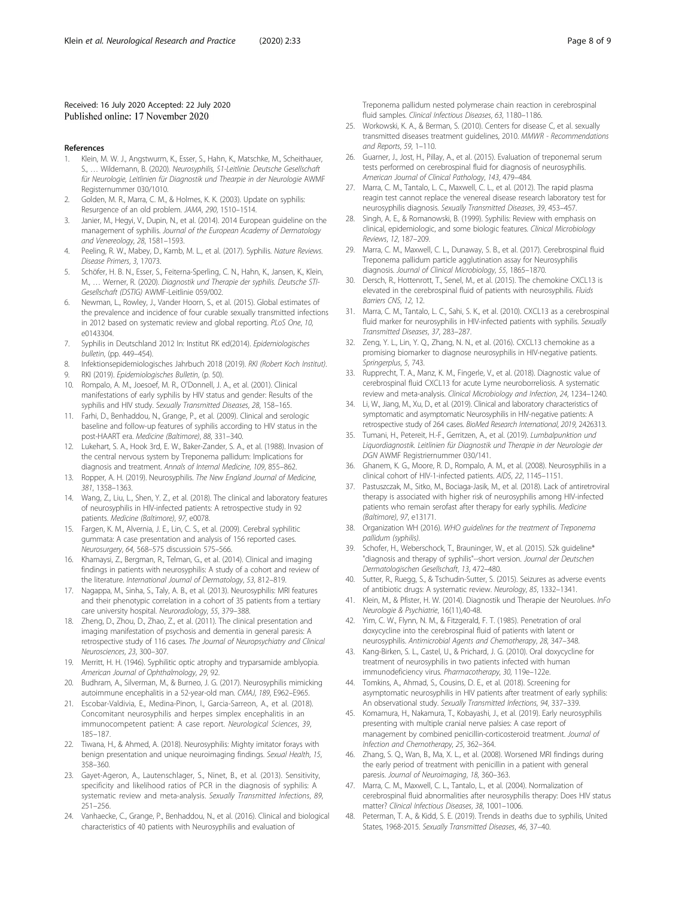Received: 16 July 2020 Accepted: 22 July 2020
Published online: 17 November 2020

## References

1. Klein, M. W. J., Angstwurm, K., Esser, S., Hahn, K., Matschke, M., Scheithauer, S., … Wildemann, B. (2020). *Neurosyphilis, S1-Leitlinie. Deutsche Gesellschaft für Neurologie, Leitlinien für Diagnostik und Thearpie in der Neurologie* AWMF Registernummer 030/1010.
2. Golden, M. R., Marra, C. M., & Holmes, K. K. (2003). Update on syphilis: Resurgence of an old problem. *JAMA*, *290*, 1510–1514.
3. Janier, M., Hegyi, V., Dupin, N., et al. (2014). 2014 European guideline on the management of syphilis. *Journal of the European Academy of Dermatology and Venereology*, *28*, 1581–1593.
4. Peeling, R. W., Mabey, D., Kamb, M. L., et al. (2017). Syphilis. *Nature Reviews. Disease Primers*, *3*, 17073.
5. Schöfer, H. B. N., Esser, S., Feiterna-Sperling, C. N., Hahn, K., Jansen, K., Klein, M., … Werner, R. (2020). *Diagnostik und Therapie der syphilis. Deutsche STI-Gesellschaft (DSTIG)* AWMF-Leitlinie 059/002.
6. Newman, L., Rowley, J., Vander Hoorn, S., et al. (2015). Global estimates of the prevalence and incidence of four curable sexually transmitted infections in 2012 based on systematic review and global reporting. *PLoS One*, *10*, e0143304.
7. Syphilis in Deutschland 2012 In: Institut RK ed(2014). *Epidemiologisches bulletin*, (pp. 449–454).
8. Infektionsepidemiologisches Jahrbuch 2018 (2019). *RKI (Robert Koch Institut)*.
9. RKI (2019). *Epidemiologisches Bulletin*, (p. 50).
10. Rompalo, A. M., Joesoef, M. R., O'Donnell, J. A., et al. (2001). Clinical manifestations of early syphilis by HIV status and gender: Results of the syphilis and HIV study. *Sexually Transmitted Diseases*, *28*, 158–165.
11. Farhi, D., Benhaddou, N., Grange, P., et al. (2009). Clinical and serologic baseline and follow-up features of syphilis according to HIV status in the post-HAART era. *Medicine (Baltimore)*, *88*, 331–340.
12. Lukehart, S. A., Hook 3rd, E. W., Baker-Zander, S. A., et al. (1988). Invasion of the central nervous system by Treponema pallidum: Implications for diagnosis and treatment. *Annals of Internal Medicine*, *109*, 855–862.
13. Ropper, A. H. (2019). Neurosyphilis. *The New England Journal of Medicine*, *381*, 1358–1363.
14. Wang, Z., Liu, L., Shen, Y. Z., et al. (2018). The clinical and laboratory features of neurosyphilis in HIV-infected patients: A retrospective study in 92 patients. *Medicine (Baltimore)*, *97*, e0078.
15. Fargen, K. M., Alvernia, J. E., Lin, C. S., et al. (2009). Cerebral syphilitic gummata: A case presentation and analysis of 156 reported cases. *Neurosurgery*, *64*, 568–575 discussioin 575–566.
16. Khamaysi, Z., Bergman, R., Telman, G., et al. (2014). Clinical and imaging findings in patients with neurosyphilis: A study of a cohort and review of the literature. *International Journal of Dermatology*, *53*, 812–819.
17. Nagappa, M., Sinha, S., Taly, A. B., et al. (2013). Neurosyphilis: MRI features and their phenotypic correlation in a cohort of 35 patients from a tertiary care university hospital. *Neuroradiology*, *55*, 379–388.
18. Zheng, D., Zhou, D., Zhao, Z., et al. (2011). The clinical presentation and imaging manifestation of psychosis and dementia in general paresis: A retrospective study of 116 cases. *The Journal of Neuropsychiatry and Clinical Neurosciences*, *23*, 300–307.
19. Merritt, H. H. (1946). Syphilitic optic atrophy and tryparsamide amblyopia. *American Journal of Ophthalmology*, *29*, 92.
20. Budhram, A., Silverman, M., & Burneo, J. G. (2017). Neurosyphilis mimicking autoimmune encephalitis in a 52-year-old man. *CMAJ*, *189*, E962–E965.
21. Escobar-Valdivia, E., Medina-Pinon, I., Garcia-Sarreon, A., et al. (2018). Concomitant neurosyphilis and herpes simplex encephalitis in an immunocompetent patient: A case report. *Neurological Sciences*, *39*, 185–187.
22. Tiwana, H., & Ahmed, A. (2018). Neurosyphilis: Mighty imitator forays with benign presentation and unique neuroimaging findings. *Sexual Health*, *15*, 358–360.
23. Gayet-Ageron, A., Lautenschlager, S., Ninet, B., et al. (2013). Sensitivity, specificity and likelihood ratios of PCR in the diagnosis of syphilis: A systematic review and meta-analysis. *Sexually Transmitted Infections*, *89*, 251–256.
24. Vanhaecke, C., Grange, P., Benhaddou, N., et al. (2016). Clinical and biological characteristics of 40 patients with Neurosyphilis and evaluation of Treponema pallidum nested polymerase chain reaction in cerebrospinal fluid samples. *Clinical Infectious Diseases*, *63*, 1180–1186.
25. Workowski, K. A., & Berman, S. (2010). Centers for disease C, et al. sexually transmitted diseases treatment guidelines, 2010. *MMWR - Recommendations and Reports*, *59*, 1–110.
26. Guarner, J., Jost, H., Pillay, A., et al. (2015). Evaluation of treponemal serum tests performed on cerebrospinal fluid for diagnosis of neurosyphilis. *American Journal of Clinical Pathology*, *143*, 479–484.
27. Marra, C. M., Tantalo, L. C., Maxwell, C. L., et al. (2012). The rapid plasma reagin test cannot replace the venereal disease research laboratory test for neurosyphilis diagnosis. *Sexually Transmitted Diseases*, *39*, 453–457.
28. Singh, A. E., & Romanowski, B. (1999). Syphilis: Review with emphasis on clinical, epidemiologic, and some biologic features. *Clinical Microbiology Reviews*, *12*, 187–209.
29. Marra, C. M., Maxwell, C. L., Dunaway, S. B., et al. (2017). Cerebrospinal fluid Treponema pallidum particle agglutination assay for Neurosyphilis diagnosis. *Journal of Clinical Microbiology*, *55*, 1865–1870.
30. Dersch, R., Hottenrott, T., Senel, M., et al. (2015). The chemokine CXCL13 is elevated in the cerebrospinal fluid of patients with neurosyphilis. *Fluids Barriers CNS*, *12*, 12.
31. Marra, C. M., Tantalo, L. C., Sahi, S. K., et al. (2010). CXCL13 as a cerebrospinal fluid marker for neurosyphilis in HIV-infected patients with syphilis. *Sexually Transmitted Diseases*, *37*, 283–287.
32. Zeng, Y. L., Lin, Y. Q., Zhang, N. N., et al. (2016). CXCL13 chemokine as a promising biomarker to diagnose neurosyphilis in HIV-negative patients. *Springerplus*, *5*, 743.
33. Rupprecht, T. A., Manz, K. M., Fingerle, V., et al. (2018). Diagnostic value of cerebrospinal fluid CXCL13 for acute Lyme neuroborreliosis. A systematic review and meta-analysis. *Clinical Microbiology and Infection*, *24*, 1234–1240.
34. Li, W., Jiang, M., Xu, D., et al. (2019). Clinical and laboratory characteristics of symptomatic and asymptomatic Neurosyphilis in HIV-negative patients: A retrospective study of 264 cases. *BioMed Research International*, *2019*, 2426313.
35. Tumani, H., Petereit, H.-F., Gerritzen, A., et al. (2019). *Lumbalpunktion und Liquordiagnostik. Leitlinien für Diagnostik und Therapie in der Neurologie der DGN* AWMF Registriernummer 030/141.
36. Ghanem, K. G., Moore, R. D., Rompalo, A. M., et al. (2008). Neurosyphilis in a clinical cohort of HIV-1-infected patients. *AIDS*, *22*, 1145–1151.
37. Pastuszczak, M., Sitko, M., Bociaga-Jasik, M., et al. (2018). Lack of antiretroviral therapy is associated with higher risk of neurosyphilis among HIV-infected patients who remain serofast after therapy for early syphilis. *Medicine (Baltimore)*, *97*, e13171.
38. Organization WH (2016). *WHO guidelines for the treatment of Treponema pallidum (syphilis)*.
39. Schofer, H., Weberschock, T., Brauninger, W., et al. (2015). S2k guideline* "diagnosis and therapy of syphilis"--short version. *Journal der Deutschen Dermatologischen Gesellschaft*, *13*, 472–480.
40. Sutter, R., Ruegg, S., & Tschudin-Sutter, S. (2015). Seizures as adverse events of antibiotic drugs: A systematic review. *Neurology*, *85*, 1332–1341.
41. Klein, M., & Pfister, H. W. (2014). Diagnostik und Therapie der Neurolues. *InFo Neurologie & Psychiatrie*, 16(11),40-48.
42. Yim, C. W., Flynn, N. M., & Fitzgerald, F. T. (1985). Penetration of oral doxycycline into the cerebrospinal fluid of patients with latent or neurosyphilis. *Antimicrobial Agents and Chemotherapy*, *28*, 347–348.
43. Kang-Birken, S. L., Castel, U., & Prichard, J. G. (2010). Oral doxycycline for treatment of neurosyphilis in two patients infected with human immunodeficiency virus. *Pharmacotherapy*, *30*, 119e–122e.
44. Tomkins, A., Ahmad, S., Cousins, D. E., et al. (2018). Screening for asymptomatic neurosyphilis in HIV patients after treatment of early syphilis: An observational study. *Sexually Transmitted Infections*, *94*, 337–339.
45. Komamura, H., Nakamura, T., Kobayashi, J., et al. (2019). Early neurosyphilis presenting with multiple cranial nerve palsies: A case report of management by combined penicillin-corticosteroid treatment. *Journal of Infection and Chemotherapy*, *25*, 362–364.
46. Zhang, S. Q., Wan, B., Ma, X. L., et al. (2008). Worsened MRI findings during the early period of treatment with penicillin in a patient with general paresis. *Journal of Neuroimaging*, *18*, 360–363.
47. Marra, C. M., Maxwell, C. L., Tantalo, L., et al. (2004). Normalization of cerebrospinal fluid abnormalities after neurosyphilis therapy: Does HIV status matter? *Clinical Infectious Diseases*, *38*, 1001–1006.
48. Peterman, T. A., & Kidd, S. E. (2019). Trends in deaths due to syphilis, United States, 1968-2015. *Sexually Transmitted Diseases*, *46*, 37–40.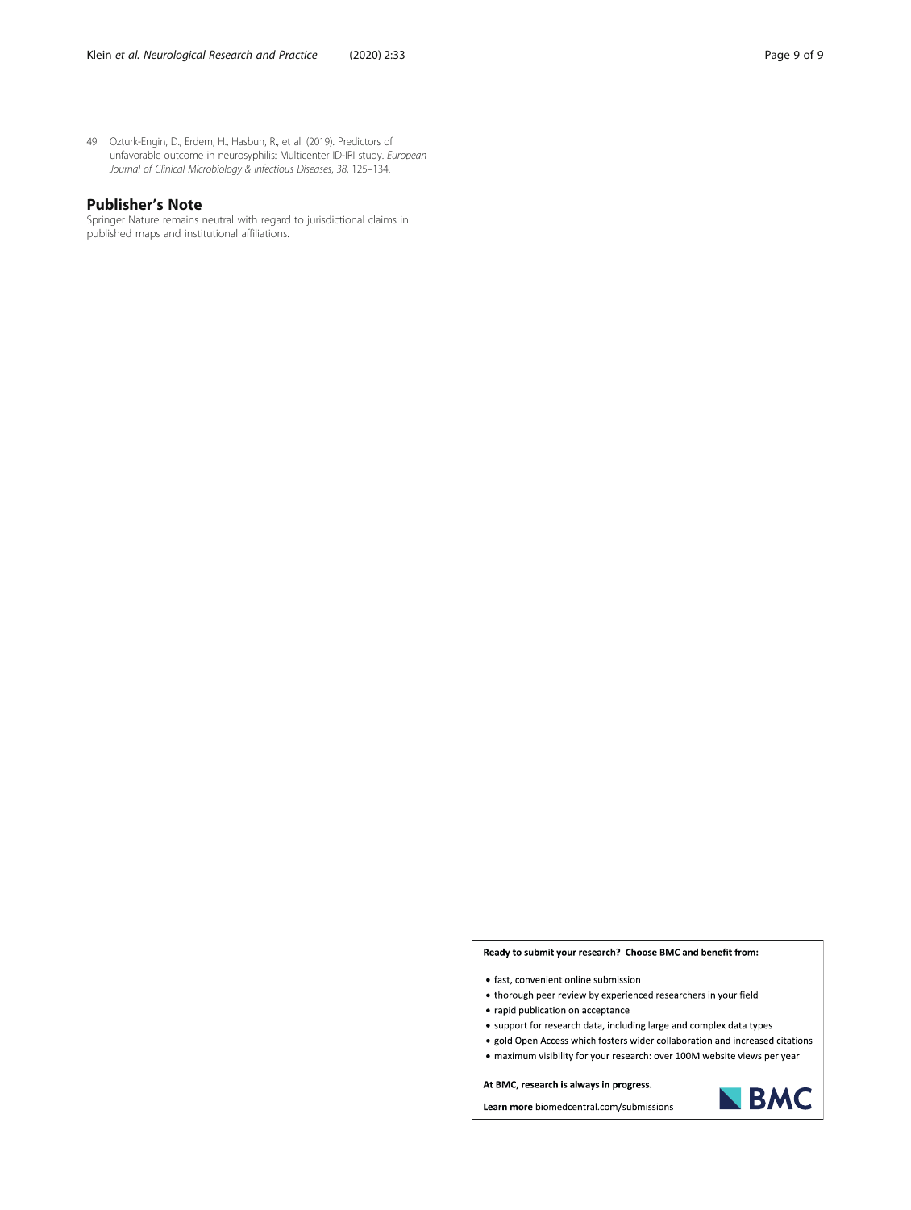49. Ozturk-Engin, D., Erdem, H., Hasbun, R., et al. (2019). Predictors of unfavorable outcome in neurosyphilis: Multicenter ID-IRI study. *European Journal of Clinical Microbiology & Infectious Diseases*, *38*, 125–134.

## Publisher's Note

Springer Nature remains neutral with regard to jurisdictional claims in published maps and institutional affiliations.

**Ready to submit your research? Choose BMC and benefit from:**

- fast, convenient online submission
- thorough peer review by experienced researchers in your field
- rapid publication on acceptance
- support for research data, including large and complex data types
- gold Open Access which fosters wider collaboration and increased citations
- maximum visibility for your research: over 100M website views per year

**At BMC, research is always in progress.**

**Learn more** biomedcentral.com/submissions

BMC